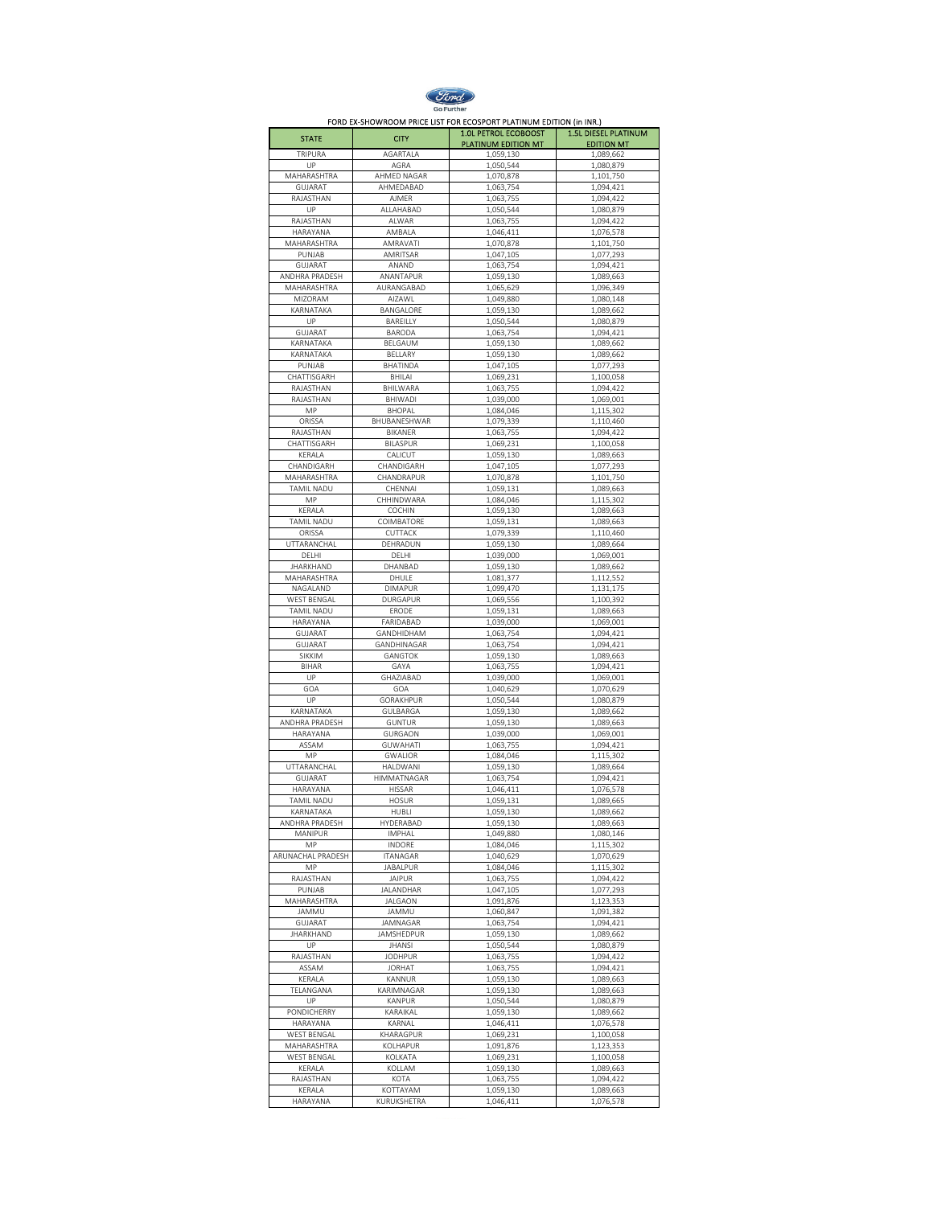FORD EX-SHOWROOM PRICE LIST FOR ECOSPORT PLATINUM EDITION (in INR.)

| STATE | CITY | 1.0L PETROL ECOBOOST PLATINUM EDITION MT | 1.5L DIESEL PLATINUM EDITION MT |
|---|---|---|---|
| TRIPURA | AGARTALA | 1,059,130 | 1,089,662 |
| UP | AGRA | 1,050,544 | 1,080,879 |
| MAHARASHTRA | AHMED NAGAR | 1,070,878 | 1,101,750 |
| GUJARAT | AHMEDABAD | 1,063,754 | 1,094,421 |
| RAJASTHAN | AJMER | 1,063,755 | 1,094,422 |
| UP | ALLAHABAD | 1,050,544 | 1,080,879 |
| RAJASTHAN | ALWAR | 1,063,755 | 1,094,422 |
| HARAYANA | AMBALA | 1,046,411 | 1,076,578 |
| MAHARASHTRA | AMRAVATI | 1,070,878 | 1,101,750 |
| PUNJAB | AMRITSAR | 1,047,105 | 1,077,293 |
| GUJARAT | ANAND | 1,063,754 | 1,094,421 |
| ANDHRA PRADESH | ANANTAPUR | 1,059,130 | 1,089,663 |
| MAHARASHTRA | AURANGABAD | 1,065,629 | 1,096,349 |
| MIZORAM | AIZAWL | 1,049,880 | 1,080,148 |
| KARNATAKA | BANGALORE | 1,059,130 | 1,089,662 |
| UP | BAREILLY | 1,050,544 | 1,080,879 |
| GUJARAT | BARODA | 1,063,754 | 1,094,421 |
| KARNATAKA | BELGAUM | 1,059,130 | 1,089,662 |
| KARNATAKA | BELLARY | 1,059,130 | 1,089,662 |
| PUNJAB | BHATINDA | 1,047,105 | 1,077,293 |
| CHATTISGARH | BHILAI | 1,069,231 | 1,100,058 |
| RAJASTHAN | BHILWARA | 1,063,755 | 1,094,422 |
| RAJASTHAN | BHIWADI | 1,039,000 | 1,069,001 |
| MP | BHOPAL | 1,084,046 | 1,115,302 |
| ORISSA | BHUBANESHWAR | 1,079,339 | 1,110,460 |
| RAJASTHAN | BIKANER | 1,063,755 | 1,094,422 |
| CHATTISGARH | BILASPUR | 1,069,231 | 1,100,058 |
| KERALA | CALICUT | 1,059,130 | 1,089,663 |
| CHANDIGARH | CHANDIGARH | 1,047,105 | 1,077,293 |
| MAHARASHTRA | CHANDRAPUR | 1,070,878 | 1,101,750 |
| TAMIL NADU | CHENNAI | 1,059,131 | 1,089,663 |
| MP | CHHINDWARA | 1,084,046 | 1,115,302 |
| KERALA | COCHIN | 1,059,130 | 1,089,663 |
| TAMIL NADU | COIMBATORE | 1,059,131 | 1,089,663 |
| ORISSA | CUTTACK | 1,079,339 | 1,110,460 |
| UTTARANCHAL | DEHRADUN | 1,059,130 | 1,089,664 |
| DELHI | DELHI | 1,039,000 | 1,069,001 |
| JHARKHAND | DHANBAD | 1,059,130 | 1,089,662 |
| MAHARASHTRA | DHULE | 1,081,377 | 1,112,552 |
| NAGALAND | DIMAPUR | 1,099,470 | 1,131,175 |
| WEST BENGAL | DURGAPUR | 1,069,556 | 1,100,392 |
| TAMIL NADU | ERODE | 1,059,131 | 1,089,663 |
| HARAYANA | FARIDABAD | 1,039,000 | 1,069,001 |
| GUJARAT | GANDHIDHAM | 1,063,754 | 1,094,421 |
| GUJARAT | GANDHINAGAR | 1,063,754 | 1,094,421 |
| SIKKIM | GANGTOK | 1,059,130 | 1,089,663 |
| BIHAR | GAYA | 1,063,755 | 1,094,421 |
| UP | GHAZIABAD | 1,039,000 | 1,069,001 |
| GOA | GOA | 1,040,629 | 1,070,629 |
| UP | GORAKHPUR | 1,050,544 | 1,080,879 |
| KARNATAKA | GULBARGA | 1,059,130 | 1,089,662 |
| ANDHRA PRADESH | GUNTUR | 1,059,130 | 1,089,663 |
| HARAYANA | GURGAON | 1,039,000 | 1,069,001 |
| ASSAM | GUWAHATI | 1,063,755 | 1,094,421 |
| MP | GWALIOR | 1,084,046 | 1,115,302 |
| UTTARANCHAL | HALDWANI | 1,059,130 | 1,089,664 |
| GUJARAT | HIMMATNAGAR | 1,063,754 | 1,094,421 |
| HARAYANA | HISSAR | 1,046,411 | 1,076,578 |
| TAMIL NADU | HOSUR | 1,059,131 | 1,089,665 |
| KARNATAKA | HUBLI | 1,059,130 | 1,089,662 |
| ANDHRA PRADESH | HYDERABAD | 1,059,130 | 1,089,663 |
| MANIPUR | IMPHAL | 1,049,880 | 1,080,146 |
| MP | INDORE | 1,084,046 | 1,115,302 |
| ARUNACHAL PRADESH | ITANAGAR | 1,040,629 | 1,070,629 |
| MP | JABALPUR | 1,084,046 | 1,115,302 |
| RAJASTHAN | JAIPUR | 1,063,755 | 1,094,422 |
| PUNJAB | JALANDHAR | 1,047,105 | 1,077,293 |
| MAHARASHTRA | JALGAON | 1,091,876 | 1,123,353 |
| JAMMU | JAMMU | 1,060,847 | 1,091,382 |
| GUJARAT | JAMNAGAR | 1,063,754 | 1,094,421 |
| JHARKHAND | JAMSHEDPUR | 1,059,130 | 1,089,662 |
| UP | JHANSI | 1,050,544 | 1,080,879 |
| RAJASTHAN | JODHPUR | 1,063,755 | 1,094,422 |
| ASSAM | JORHAT | 1,063,755 | 1,094,421 |
| KERALA | KANNUR | 1,059,130 | 1,089,663 |
| TELANGANA | KARIMNAGAR | 1,059,130 | 1,089,663 |
| UP | KANPUR | 1,050,544 | 1,080,879 |
| PONDICHERRY | KARAIKAL | 1,059,130 | 1,089,662 |
| HARAYANA | KARNAL | 1,046,411 | 1,076,578 |
| WEST BENGAL | KHARAGPUR | 1,069,231 | 1,100,058 |
| MAHARASHTRA | KOLHAPUR | 1,091,876 | 1,123,353 |
| WEST BENGAL | KOLKATA | 1,069,231 | 1,100,058 |
| KERALA | KOLLAM | 1,059,130 | 1,089,663 |
| RAJASTHAN | KOTA | 1,063,755 | 1,094,422 |
| KERALA | KOTTAYAM | 1,059,130 | 1,089,663 |
| HARAYANA | KURUKSHETRA | 1,046,411 | 1,076,578 |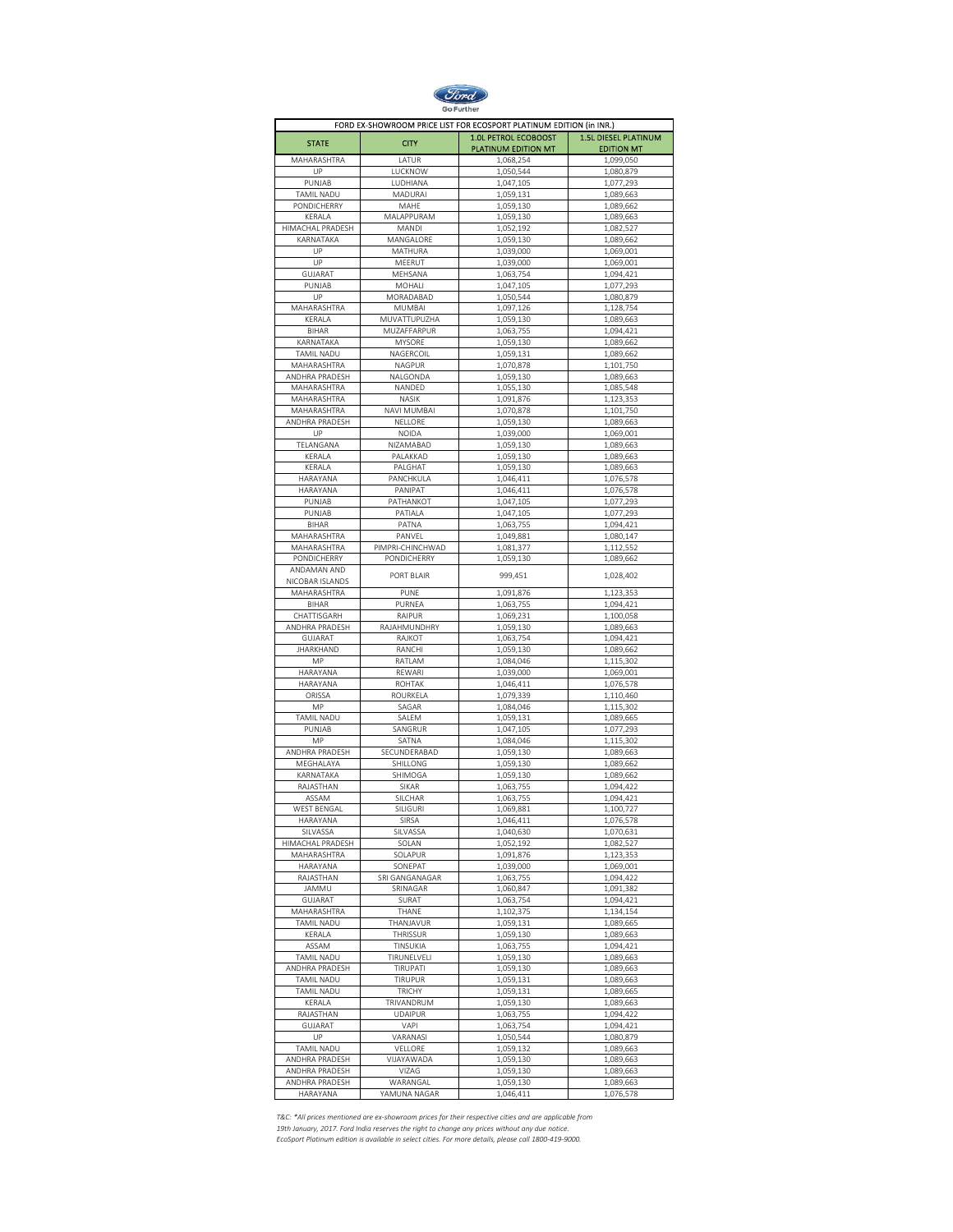| FORD EX-SHOWROOM PRICE LIST FOR ECOSPORT PLATINUM EDITION (in INR.) | | | |
|---|---|---|---|
| STATE | CITY | 1.0L PETROL ECOBOOST PLATINUM EDITION MT | 1.5L DIESEL PLATINUM EDITION MT |
| MAHARASHTRA | LATUR | 1,068,254 | 1,099,050 |
| UP | LUCKNOW | 1,050,544 | 1,080,879 |
| PUNJAB | LUDHIANA | 1,047,105 | 1,077,293 |
| TAMIL NADU | MADURAI | 1,059,131 | 1,089,663 |
| PONDICHERRY | MAHE | 1,059,130 | 1,089,662 |
| KERALA | MALAPPURAM | 1,059,130 | 1,089,663 |
| HIMACHAL PRADESH | MANDI | 1,052,192 | 1,082,527 |
| KARNATAKA | MANGALORE | 1,059,130 | 1,089,662 |
| UP | MATHURA | 1,039,000 | 1,069,001 |
| UP | MEERUT | 1,039,000 | 1,069,001 |
| GUJARAT | MEHSANA | 1,063,754 | 1,094,421 |
| PUNJAB | MOHALI | 1,047,105 | 1,077,293 |
| UP | MORADABAD | 1,050,544 | 1,080,879 |
| MAHARASHTRA | MUMBAI | 1,097,126 | 1,128,754 |
| KERALA | MUVATTUPUZHA | 1,059,130 | 1,089,663 |
| BIHAR | MUZAFFARPUR | 1,063,755 | 1,094,421 |
| KARNATAKA | MYSORE | 1,059,130 | 1,089,662 |
| TAMIL NADU | NAGERCOIL | 1,059,131 | 1,089,662 |
| MAHARASHTRA | NAGPUR | 1,070,878 | 1,101,750 |
| ANDHRA PRADESH | NALGONDA | 1,059,130 | 1,089,663 |
| MAHARASHTRA | NANDED | 1,055,130 | 1,085,548 |
| MAHARASHTRA | NASIK | 1,091,876 | 1,123,353 |
| MAHARASHTRA | NAVI MUMBAI | 1,070,878 | 1,101,750 |
| ANDHRA PRADESH | NELLORE | 1,059,130 | 1,089,663 |
| UP | NOIDA | 1,039,000 | 1,069,001 |
| TELANGANA | NIZAMABAD | 1,059,130 | 1,089,663 |
| KERALA | PALAKKAD | 1,059,130 | 1,089,663 |
| KERALA | PALGHAT | 1,059,130 | 1,089,663 |
| HARAYANA | PANCHKULA | 1,046,411 | 1,076,578 |
| HARAYANA | PANIPAT | 1,046,411 | 1,076,578 |
| PUNJAB | PATHANKOT | 1,047,105 | 1,077,293 |
| PUNJAB | PATIALA | 1,047,105 | 1,077,293 |
| BIHAR | PATNA | 1,063,755 | 1,094,421 |
| MAHARASHTRA | PANVEL | 1,049,881 | 1,080,147 |
| MAHARASHTRA | PIMPRI-CHINCHWAD | 1,081,377 | 1,112,552 |
| PONDICHERRY | PONDICHERRY | 1,059,130 | 1,089,662 |
| ANDAMAN AND NICOBAR ISLANDS | PORT BLAIR | 999,451 | 1,028,402 |
| MAHARASHTRA | PUNE | 1,091,876 | 1,123,353 |
| BIHAR | PURNEA | 1,063,755 | 1,094,421 |
| CHATTISGARH | RAIPUR | 1,069,231 | 1,100,058 |
| ANDHRA PRADESH | RAJAHMUNDHRY | 1,059,130 | 1,089,663 |
| GUJARAT | RAJKOT | 1,063,754 | 1,094,421 |
| JHARKHAND | RANCHI | 1,059,130 | 1,089,662 |
| MP | RATLAM | 1,084,046 | 1,115,302 |
| HARAYANA | REWARI | 1,039,000 | 1,069,001 |
| HARAYANA | ROHTAK | 1,046,411 | 1,076,578 |
| ORISSA | ROURKELA | 1,079,339 | 1,110,460 |
| MP | SAGAR | 1,084,046 | 1,115,302 |
| TAMIL NADU | SALEM | 1,059,131 | 1,089,665 |
| PUNJAB | SANGRUR | 1,047,105 | 1,077,293 |
| MP | SATNA | 1,084,046 | 1,115,302 |
| ANDHRA PRADESH | SECUNDERABAD | 1,059,130 | 1,089,663 |
| MEGHALAYA | SHILLONG | 1,059,130 | 1,089,662 |
| KARNATAKA | SHIMOGA | 1,059,130 | 1,089,662 |
| RAJASTHAN | SIKAR | 1,063,755 | 1,094,422 |
| ASSAM | SILCHAR | 1,063,755 | 1,094,421 |
| WEST BENGAL | SILIGURI | 1,069,881 | 1,100,727 |
| HARAYANA | SIRSA | 1,046,411 | 1,076,578 |
| SILVASSA | SILVASSA | 1,040,630 | 1,070,631 |
| HIMACHAL PRADESH | SOLAN | 1,052,192 | 1,082,527 |
| MAHARASHTRA | SOLAPUR | 1,091,876 | 1,123,353 |
| HARAYANA | SONEPAT | 1,039,000 | 1,069,001 |
| RAJASTHAN | SRI GANGANAGAR | 1,063,755 | 1,094,422 |
| JAMMU | SRINAGAR | 1,060,847 | 1,091,382 |
| GUJARAT | SURAT | 1,063,754 | 1,094,421 |
| MAHARASHTRA | THANE | 1,102,375 | 1,134,154 |
| TAMIL NADU | THANJAVUR | 1,059,131 | 1,089,665 |
| KERALA | THRISSUR | 1,059,130 | 1,089,663 |
| ASSAM | TINSUKIA | 1,063,755 | 1,094,421 |
| TAMIL NADU | TIRUNELVELI | 1,059,130 | 1,089,663 |
| ANDHRA PRADESH | TIRUPATI | 1,059,130 | 1,089,663 |
| TAMIL NADU | TIRUPUR | 1,059,131 | 1,089,663 |
| TAMIL NADU | TRICHY | 1,059,131 | 1,089,665 |
| KERALA | TRIVANDRUM | 1,059,130 | 1,089,663 |
| RAJASTHAN | UDAIPUR | 1,063,755 | 1,094,422 |
| GUJARAT | VAPI | 1,063,754 | 1,094,421 |
| UP | VARANASI | 1,050,544 | 1,080,879 |
| TAMIL NADU | VELLORE | 1,059,132 | 1,089,663 |
| ANDHRA PRADESH | VIJAYAWADA | 1,059,130 | 1,089,663 |
| ANDHRA PRADESH | VIZAG | 1,059,130 | 1,089,663 |
| ANDHRA PRADESH | WARANGAL | 1,059,130 | 1,089,663 |
| HARAYANA | YAMUNA NAGAR | 1,046,411 | 1,076,578 |

*T&C: *All prices mentioned are ex-showroom prices for their respective cities and are applicable from 19th January, 2017. Ford India reserves the right to change any prices without any due notice. EcoSport Platinum edition is available in select cities. For more details, please call 1800-419-9000.*